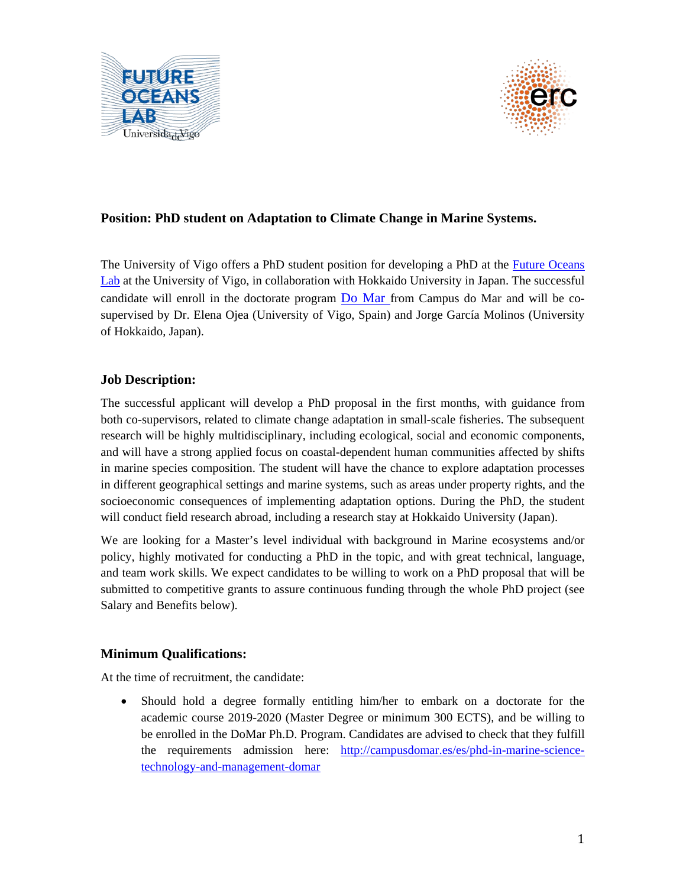**Position: PhD student on Adaptation to Climate Change in Marine Systems.**

The University of Vigo offers a PhD student position for developing a PhD at the [Future Oceans Lab](#) at the University of Vigo, in collaboration with Hokkaido University in Japan. The successful candidate will enroll in the doctorate program [Do Mar](#) from Campus do Mar and will be co-supervised by Dr. Elena Ojea (University of Vigo, Spain) and Jorge García Molinos (University of Hokkaido, Japan).

## Job Description:

The successful applicant will develop a PhD proposal in the first months, with guidance from both co-supervisors, related to climate change adaptation in small-scale fisheries. The subsequent research will be highly multidisciplinary, including ecological, social and economic components, and will have a strong applied focus on coastal-dependent human communities affected by shifts in marine species composition. The student will have the chance to explore adaptation processes in different geographical settings and marine systems, such as areas under property rights, and the socioeconomic consequences of implementing adaptation options. During the PhD, the student will conduct field research abroad, including a research stay at Hokkaido University (Japan).

We are looking for a Master's level individual with background in Marine ecosystems and/or policy, highly motivated for conducting a PhD in the topic, and with great technical, language, and team work skills. We expect candidates to be willing to work on a PhD proposal that will be submitted to competitive grants to assure continuous funding through the whole PhD project (see Salary and Benefits below).

## Minimum Qualifications:

At the time of recruitment, the candidate:

- Should hold a degree formally entitling him/her to embark on a doctorate for the academic course 2019-2020 (Master Degree or minimum 300 ECTS), and be willing to be enrolled in the DoMar Ph.D. Program. Candidates are advised to check that they fulfill the requirements admission here: [http://campusdomar.es/es/phd-in-marine-science-technology-and-management-domar](http://campusdomar.es/es/phd-in-marine-science-technology-and-management-domar)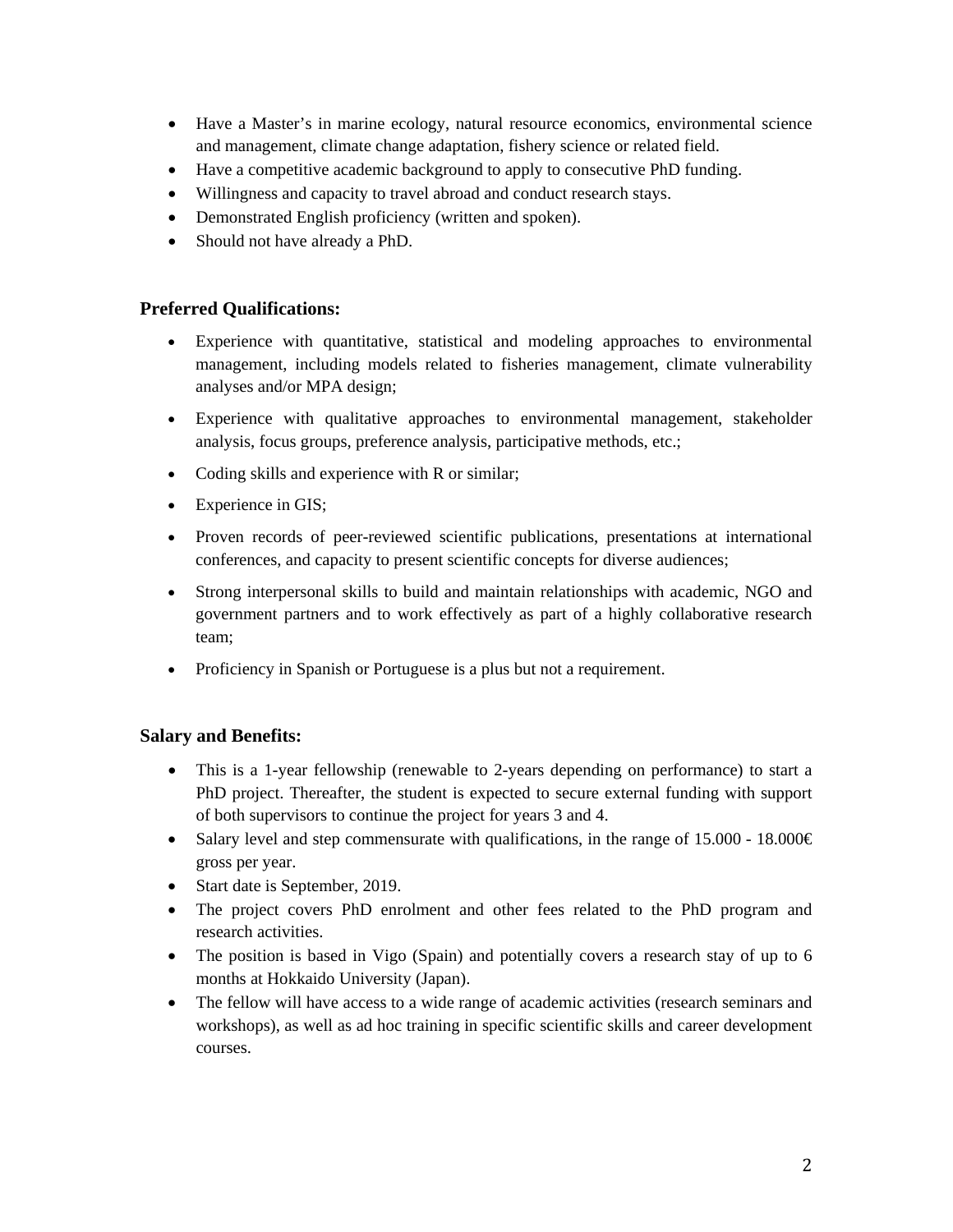- Have a Master's in marine ecology, natural resource economics, environmental science and management, climate change adaptation, fishery science or related field.
- Have a competitive academic background to apply to consecutive PhD funding.
- Willingness and capacity to travel abroad and conduct research stays.
- Demonstrated English proficiency (written and spoken).
- Should not have already a PhD.

### Preferred Qualifications:

- Experience with quantitative, statistical and modeling approaches to environmental management, including models related to fisheries management, climate vulnerability analyses and/or MPA design;
- Experience with qualitative approaches to environmental management, stakeholder analysis, focus groups, preference analysis, participative methods, etc.;
- Coding skills and experience with R or similar;
- Experience in GIS;
- Proven records of peer-reviewed scientific publications, presentations at international conferences, and capacity to present scientific concepts for diverse audiences;
- Strong interpersonal skills to build and maintain relationships with academic, NGO and government partners and to work effectively as part of a highly collaborative research team;
- Proficiency in Spanish or Portuguese is a plus but not a requirement.

### Salary and Benefits:

- This is a 1-year fellowship (renewable to 2-years depending on performance) to start a PhD project. Thereafter, the student is expected to secure external funding with support of both supervisors to continue the project for years 3 and 4.
- Salary level and step commensurate with qualifications, in the range of 15.000 - 18.000€ gross per year.
- Start date is September, 2019.
- The project covers PhD enrolment and other fees related to the PhD program and research activities.
- The position is based in Vigo (Spain) and potentially covers a research stay of up to 6 months at Hokkaido University (Japan).
- The fellow will have access to a wide range of academic activities (research seminars and workshops), as well as ad hoc training in specific scientific skills and career development courses.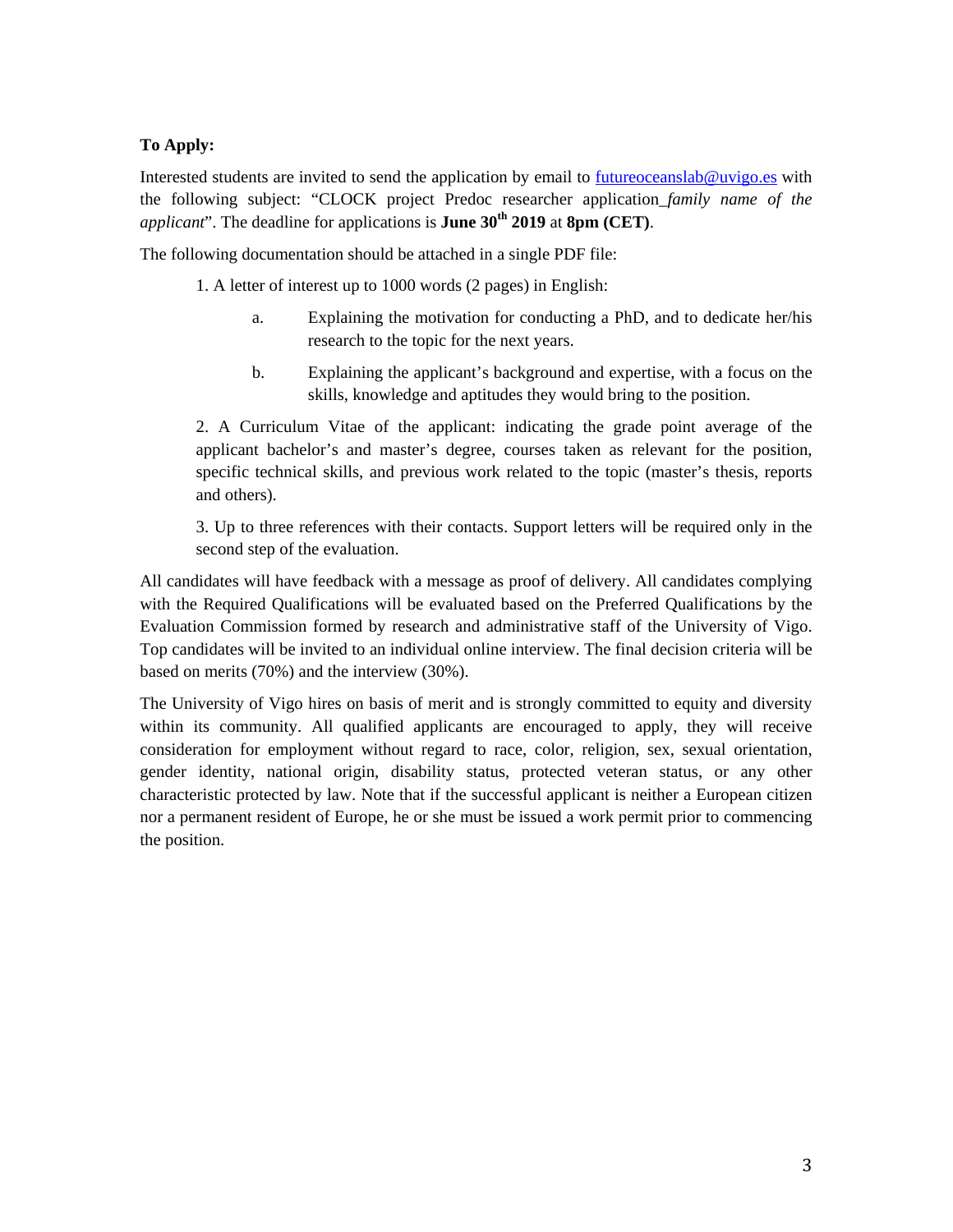**To Apply:**

Interested students are invited to send the application by email to [futureoceanslab@uvigo.es](mailto:futureoceanslab@uvigo.es) with the following subject: "CLOCK project Predoc researcher application_*family name of the applicant*". The deadline for applications is **June 30th 2019** at **8pm (CET)**.

The following documentation should be attached in a single PDF file:

1. A letter of interest up to 1000 words (2 pages) in English:

   a. Explaining the motivation for conducting a PhD, and to dedicate her/his research to the topic for the next years.

   b. Explaining the applicant's background and expertise, with a focus on the skills, knowledge and aptitudes they would bring to the position.

2. A Curriculum Vitae of the applicant: indicating the grade point average of the applicant bachelor's and master's degree, courses taken as relevant for the position, specific technical skills, and previous work related to the topic (master's thesis, reports and others).

3. Up to three references with their contacts. Support letters will be required only in the second step of the evaluation.

All candidates will have feedback with a message as proof of delivery. All candidates complying with the Required Qualifications will be evaluated based on the Preferred Qualifications by the Evaluation Commission formed by research and administrative staff of the University of Vigo. Top candidates will be invited to an individual online interview. The final decision criteria will be based on merits (70%) and the interview (30%).

The University of Vigo hires on basis of merit and is strongly committed to equity and diversity within its community. All qualified applicants are encouraged to apply, they will receive consideration for employment without regard to race, color, religion, sex, sexual orientation, gender identity, national origin, disability status, protected veteran status, or any other characteristic protected by law. Note that if the successful applicant is neither a European citizen nor a permanent resident of Europe, he or she must be issued a work permit prior to commencing the position.